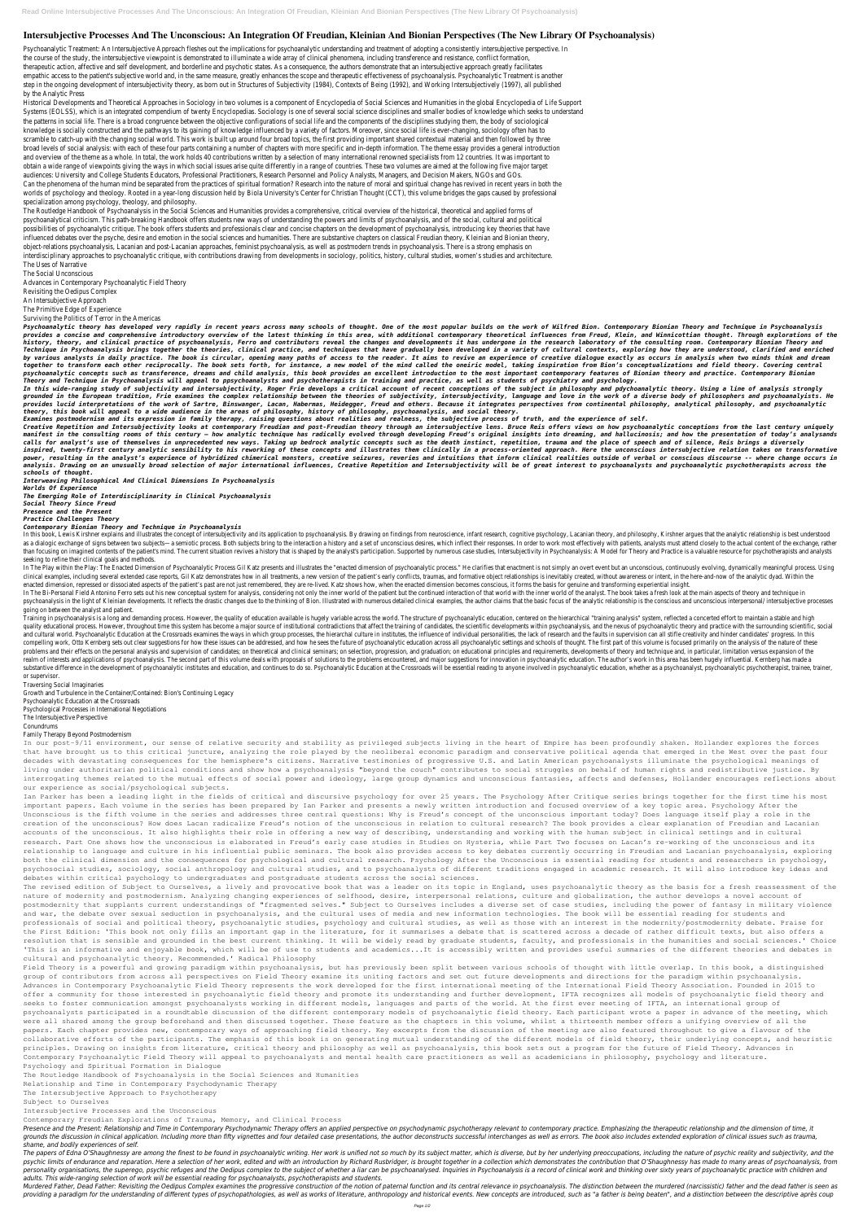## **Intersubjective Processes And The Unconscious: An Integration Of Freudian, Kleinian And Bionian Perspectives (The New Library Of Psychoanalysis)**

Psychoanalytic Treatment: An Intersubjective Approach fleshes out the implications for psychoanalytic understanding and treatment of adopting a consistently intersubjective perspective. In the course of the study, the intersubjective viewpoint is demonstrated to illuminate a wide array of clinical phenomena, including transference and resistance, conflict formation, therapeutic action, affective and self development, and borderline and psychotic states. As a consequence, the authors demonstrate that an intersubjective approach greatly facilitates empathic access to the patient's subjective world and, in the same measure, greatly enhances the scope and therapeutic effectiveness of psychoanalysis. Psychoanalytic Treatment is another step in the ongoing development of intersubjectivity theory, as born out in Structures of Subjectivity (1984), Contexts of Being (1992), and Working Intersubjectively (1997), all published by the Analytic Press

Historical Developments and Theoretical Approaches in Sociology in two volumes is a component of Encyclopedia of Social Sciences and Humanities in the global Encyclopedia of Life Support Systems (EOLSS), which is an integrated compendium of twenty Encyclopedias. Sociology is one of several social science disciplines and smaller bodies of knowledge which seeks to understand the patterns in social life. There is a broad congruence between the objective configurations of social life and the components of the disciplines studying them, the body of sociological knowledge is socially constructed and the pathways to its gaining of knowledge influenced by a variety of factors. Moreover, since social life is ever-changing, sociology often has to scramble to catch-up with the changing social world. This work is built up around four broad topics, the first providing important shared contextual material and then followed by three broad levels of social analysis: with each of these four parts containing a number of chapters with more specific and in-depth information. The theme essay provides a general introduction and overview of the theme as a whole. In total, the work holds 40 contributions written by a selection of many international renowned specialists from 12 countries. It was important to obtain a wide range of viewpoints giving the ways in which social issues arise quite differently in a range of countries. These two volumes are aimed at the following five major target audiences: University and College Students Educators, Professional Practitioners, Research Personnel and Policy Analysts, Managers, and Decision Makers, NGOs and GOs. Can the phenomena of the human mind be separated from the practices of spiritual formation? Research into the nature of moral and spiritual change has revived in recent years in both the worlds of psychology and theology. Rooted in a year-long discussion held by Biola University's Center for Christian Thought (CCT), this volume bridges the gaps caused by professional specialization among psychology, theology, and philosophy.

The Routledge Handbook of Psychoanalysis in the Social Sciences and Humanities provides a comprehensive, critical overview of the historical, theoretical and applied forms of psychoanalytical criticism. This path-breaking Handbook offers students new ways of understanding the powers and limits of psychoanalysis, and of the social, cultural and political possibilities of psychoanalytic critique. The book offers students and professionals clear and concise chapters on the development of psychoanalysis, introducing key theories that have influenced debates over the psyche, desire and emotion in the social sciences and humanities. There are substantive chapters on classical Freudian theory, Kleinian and Bionian theory, object-relations psychoanalysis, Lacanian and post-Lacanian approaches, feminist psychoanalysis, as well as postmodern trends in psychoanalysis. There is a strong emphasis on interdisciplinary approaches to psychoanalytic critique, with contributions drawing from developments in sociology, politics, history, cultural studies, women's studies and architecture. The Uses of Narrative

Creative Repetition and Intersubjectivity looks at contemporary Freudian and post-Freudian theory through an intersubjective lens. Bruce Reis offers views on how psychoanalytic conceptions from the last century uniquely manifest in the consulting rooms of this century — how analytic technique has radically evolved through developing Freud's original insights into dreaming, and hallucinosis; and how the presentation of today's analysands *calls for analyst's use of themselves in unprecedented new ways. Taking up bedrock analytic concepts such as the death instinct, repetition, trauma and the place of speech and of silence, Reis brings a diversely* inspired, twenty-first century analytic sensibility to his reworking of these concepts and illustrates them clinically in a process-oriented approach. Here the unconscious intersubjective relation takes on transformative power, resulting in the analyst's experience of hybridized chimerical monsters, creative seizures, reveries and intuitions that inform clinical realities outside of verbal or conscious discourse -- where change occurs in *analysis. Drawing on an unusually broad selection of major international influences, Creative Repetition and Intersubjectivity will be of great interest to psychoanalysts and psychoanalytic psychotherapists across the schools of thought. Interweaving Philosophical And Clinical Dimensions In Psychoanalysis Worlds Of Experience The Emerging Role of Interdisciplinarity in Clinical Psychoanalysis Social Theory Since Freud Presence and the Present Practice Challenges Theory*

The Social Unconscious

Advances in Contemporary Psychoanalytic Field Theory

Revisiting the Oedipus Complex

An Intersubjective Approach

The Primitive Edge of Experience

## Surviving the Politics of Terror in the Americas

In this book, Lewis Kirshner explains and illustrates the concept of intersubjectivity and its application to psychoanalysis. By drawing on findings from neuroscience, infant research, cognitive psychology, Lacanian theory as a dialogic exchange of signs between two subjects—a semiotic process. Both subjects bring to the interaction a history and a set of unconscious desires, which inflect their responses. In order to work most effectively w than focusing on imagined contents of the patient's mind. The current situation revives a history that is shaped by the analyst's participation. Supported by numerous case studies, Intersubiectivity in Psychoanalysis: A Mo seeking to refine their clinical goals and methods.

In The Play within the Play: The Enacted Dimension of Psychoanalytic Process Gil Katz presents and illustrates the "enacted dimension of psychoanalytic process." He clarifies that enactment is not simply an overt event but clinical examples, including several extended case reports, Gil Katz demonstrates how in all treatments, a new version of the patient's early conflicts, traumas, and formative object relationships is inevitably created, wi enacted dimension, repressed or dissociated aspects of the patient's past are not just remembered, they are re-lived. Katz shows how, when the enacted dimension becomes conscious, it forms the basis for genuine and transfo

*Psychoanalytic theory has developed very rapidly in recent years across many schools of thought. One of the most popular builds on the work of Wilfred Bion. Contemporary Bionian Theory and Technique in Psychoanalysis* provides a concise and comprehensive introductory overview of the latest thinking in this area, with additional contemporary theoretical influences from Freud, Klein, and Winnicottian thought. Through explorations of the *history, theory, and clinical practice of psychoanalysis, Ferro and contributors reveal the changes and developments it has undergone in the research laboratory of the consulting room. Contemporary Bionian Theory and* Technique in Psychoanalysis brings together the theories, clinical practice, and techniques that have gradually been developed in a variety of cultural contexts, exploring how they are understood, clarified and enriched by various analysts in daily practice. The book is circular, opening many paths of access to the reader. It aims to revive an experience of creative dialogue exactly as occurs in analysis when two minds think and dream *together to transform each other reciprocally. The book sets forth, for instance, a new model of the mind called the oneiric model, taking inspiration from Bion's conceptualizations and field theory. Covering central psychoanalytic concepts such as transference, dreams and child analysis, this book provides an excellent introduction to the most important contemporary features of Bionian theory and practice. Contemporary Bionian Theory and Technique in Psychoanalysis will appeal to ppsychoanalysts and psychotherapists in training and practice, as well as students of psychiatry and psychology.*

In The Bi-Personal Field Antonino Ferro sets out his new conceptual system for analysis, considering not only the inner world of the patient but the continued interaction of that world with the inner world of the analyst. psychoanalysis in the light of Kleinian developments. It reflects the drastic changes due to the thinking of Bion. Illustrated with numerous detailed clinical examples, the author claims that the basic focus of the analyti going on between the analyst and patient.

*In this wide-ranging study of subjectivity and intersubjectivity, Roger Frie develops a critical account of recent conceptions of the subject in philosophy and pdychoanalytic theory. Using a line of analysis strongly* grounded in the European tradition, Frie examines the complex relationship between the theories of subjectivity, intersubjectivity, language and love in the work of a diverse body of philosophers and psychoanalyists. He *provides lucid interpretations of the work of Sartre, Binswanger, Lacan, Habermas, Heidegger, Freud and others. Because it integrates perspectives from continental philosophy, analytical philosophy, and psychoanalytic theory, this book will appeal to a wide audience in the areas of philosophy, history of philosophy, psychoanalysis, and social theory.*

Training in psychoanalysis is a long and demanding process. However, the quality of education available is hugely variable across the world. The structure of psychoanalytic education, centered on the hierarchical "training quality educational process. However, throughout time this system has become a major source of institutional contradictions that affect the training of candidates, the scientific developments within psychoanalysis, and the and cultural world. Psychoanalytic Education at the Crossroads examines the ways in which group processes, the hierarchal culture in institutes, the influence of individual personalities, the lack of research and the fault compelling work, Otto Kernberg sets out clear suggestions for how these issues can be addressed, and how he sees the future of psychoanalytic education across all psychoanalytic settings and schools of thought. The first p problems and their effects on the personal analysis and supervision of candidates; on theoretical and clinical seminars; on selection, progression, and graduation; on educational principles and requirements, developments o realm of interests and applications of psychoanalysis. The second part of this volume deals with proposals of solutions to the problems encountered, and major suggestions for innovation in psychoanalytic education. The aut substantive difference in the development of psychoanalytic institutes and education, and continues to do so. Psychoanalytic Education at the Crossroads will be essential reading to anyone involved in psychoanalytic educat or supervisor.

*Examines postmodernism and its expression in family therapy, raising questions about realities and realness, the subjective process of truth, and the experience of self.*

## *Contemporary Bionian Theory and Technique in Psychoanalysis*

The revised edition of Subject to Ourselves, a lively and provocative book that was a leader on its topic in England, uses psychoanalytic theory as the basis for a fresh reassessment of the nature of modernity and postmodernism. Analyzing changing experiences of selfhood, desire, interpersonal relations, culture and globalization, the author develops a novel account of postmodernity that supplants current understandings of "fragmented selves." Subject to Ourselves includes a diverse set of case studies, including the power of fantasy in military violence and war, the debate over sexual seduction in psychoanalysis, and the cultural uses of media and new information technologies. The book will be essential reading for students and professionals of social and political theory, psychoanalytic studies, psychology and cultural studies, as well as those with an interest in the modernity/postmodernity debate. Praise for the First Edition: 'This book not only fills an important gap in the literature, for it summarises a debate that is scattered across a decade of rather difficult texts, but also offers a resolution that is sensible and grounded in the best current thinking. It will be widely read by graduate students, faculty, and professionals in the humanities and social sciences.' Choice 'This is an informative and enjoyable book, which will be of use to students and academics...It is accessibly written and provides useful summaries of the different theories and debates in cultural and psychoanalytic theory. Recommended.' Radical Philosophy Field Theory is a powerful and growing paradigm within psychoanalysis, but has previously been split between various schools of thought with little overlap. In this book, a distinguished group of contributors from across all perspectives on Field Theory examine its uniting factors and set out future developments and directions for the paradigm within psychoanalysis. Advances in Contemporary Psychoanalytic Field Theory represents the work developed for the first international meeting of the International Field Theory Association. Founded in 2015 to offer a community for those interested in psychoanalytic field theory and promote its understanding and further development, IFTA recognizes all models of psychoanalytic field theory and seeks to foster communication amongst psychoanalysts working in different models, languages and parts of the world. At the first ever meeting of IFTA, an international group of psychoanalysts participated in a roundtable discussion of the different contemporary models of psychoanalytic field theory. Each participant wrote a paper in advance of the meeting, which were all shared among the group beforehand and then discussed together. These feature as the chapters in this volume, whilst a thirteenth member offers a unifying overview of all the papers. Each chapter provides new, contemporary ways of approaching field theory. Key excerpts from the discussion of the meeting are also featured throughout to give a flavour of the collaborative efforts of the participants. The emphasis of this book is on generating mutual understanding of the different models of field theory, their underlying concepts, and heuristic principles. Drawing on insights from literature, critical theory and philosophy as well as psychoanalysis, this book sets out a program for the future of Field Theory. Advances in Contemporary Psychoanalytic Field Theory will appeal to psychoanalysts and mental health care practitioners as well as academicians in philosophy, psychology and literature. Psychology and Spiritual Formation in Dialogue The Routledge Handbook of Psychoanalysis in the Social Sciences and Humanities

Presence and the Present: Relationship and Time in Contemporary Psychodynamic Therapy offers an applied perspective on psychodynamic psychotherapy relevant to contemporary practice. Emphasizing the therapeutic relationship grounds the discussion in clinical application. Including more than fifty vignettes and four detailed case presentations, the author deconstructs successful interchanges as well as errors. The book also includes extended e *shame, and bodily experiences of self.*

The papers of Edna O'Shaughnessy are among the finest to be found in psychoanalytic writing. Her work is unified not so much by its subject matter, which is diverse, but by her underlying preoccupations, including the natu psychic limits of endurance and reparation. Here a selection of her work, edited and with an introduction by Richard Rusbridger, is brought together in a collection which demonstrates the contribution that O'Shaughnessy ha personality organisations, the superego, psychic refuges and the Oedipus complex to the subject of whether a liar can be psychoanalysed. Inquiries in Psychoanalysis is a record of clinical work and thinking over sixty year *adults. This wide-ranging selection of work will be essential reading for psychoanalysts, psychotherapists and students.*

Murdered Father, Dead Father: Revisiting the Oedipus Complex examines the progressive construction of the notion of paternal function and its central relevance in psychoanalysis. The distinction between the murdered (narci providing a paradigm for the understanding of different types of psychopathologies, as well as works of literature, anthropology and historical events. New concepts are introduced, such as "a father is being beaten", and a

Traversing Social Imaginaries Growth and Turbulence in the Container/Contained: Bion's Continuing Legacy Psychoanalytic Education at the Crossroads Psychological Processes in International Negotiations The Intersubjective Perspective Conundrums Family Therapy Beyond Postmodernism

In our post-9/11 environment, our sense of relative security and stability as privileged subjects living in the heart of Empire has been profoundly shaken. Hollander explores the forces that have brought us to this critical juncture, analyzing the role played by the neoliberal economic paradigm and conservative political agenda that emerged in the West over the past four decades with devastating consequences for the hemisphere's citizens. Narrative testimonies of progressive U.S. and Latin American psychoanalysts illuminate the psychological meanings of living under authoritarian political conditions and show how a psychoanalysis "beyond the couch" contributes to social struggles on behalf of human rights and redistributive justice. By interrogating themes related to the mutual effects of social power and ideology, large group dynamics and unconscious fantasies, affects and defenses, Hollander encourages reflections about our experience as social/psychological subjects.

Ian Parker has been a leading light in the fields of critical and discursive psychology for over 25 years. The Psychology After Critique series brings together for the first time his most important papers. Each volume in the series has been prepared by Ian Parker and presents a newly written introduction and focused overview of a key topic area. Psychology After the Unconscious is the fifth volume in the series and addresses three central questions: Why is Freud's concept of the unconscious important today? Does language itself play a role in the creation of the unconscious? How does Lacan radicalize Freud's notion of the unconscious in relation to cultural research? The book provides a clear explanation of Freudian and Lacanian accounts of the unconscious. It also highlights their role in offering a new way of describing, understanding and working with the human subject in clinical settings and in cultural research. Part One shows how the unconscious is elaborated in Freud's early case studies in Studies on Hysteria, while Part Two focuses on Lacan's re-working of the unconscious and its relationship to language and culture in his influential public seminars. The book also provides access to key debates currently occurring in Freudian and Lacanian psychoanalysis, exploring both the clinical dimension and the consequences for psychological and cultural research. Psychology After the Unconscious is essential reading for students and researchers in psychology, psychosocial studies, sociology, social anthropology and cultural studies, and to psychoanalysts of different traditions engaged in academic research. It will also introduce key ideas and debates within critical psychology to undergraduates and postgraduate students across the social sciences.

Relationship and Time in Contemporary Psychodynamic Therapy

The Intersubjective Approach to Psychotherapy

Subject to Ourselves

Intersubjective Processes and the Unconscious

Contemporary Freudian Explorations of Trauma, Memory, and Clinical Process